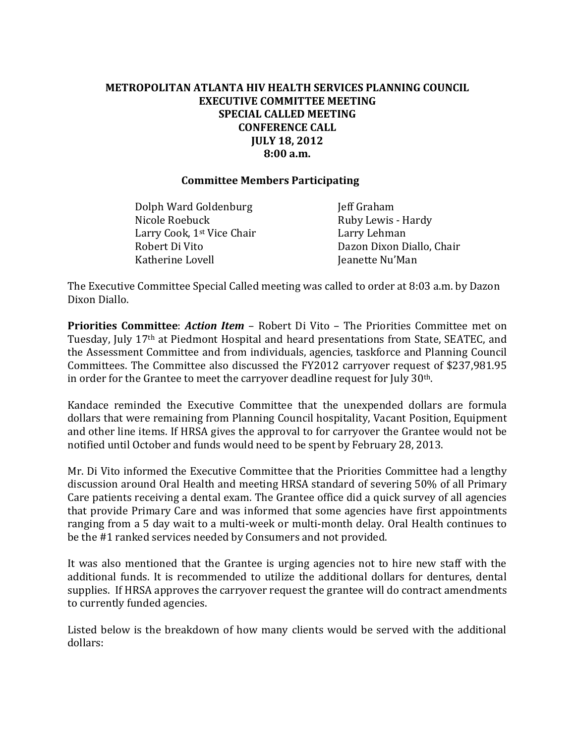# METROPOLITAN ATLANTA HIV HEALTH SERVICES PLANNING COUNCIL
## EXECUTIVE COMMITTEE MEETING
## SPECIAL CALLED MEETING
## CONFERENCE CALL
## JULY 18, 2012
## 8:00 a.m.

### Committee Members Participating

| | |
|---|---|
| Dolph Ward Goldenburg | Jeff Graham |
| Nicole Roebuck | Ruby Lewis - Hardy |
| Larry Cook, 1st Vice Chair | Larry Lehman |
| Robert Di Vito | Dazon Dixon Diallo, Chair |
| Katherine Lovell | Jeanette Nu'Man |

The Executive Committee Special Called meeting was called to order at 8:03 a.m. by Dazon Dixon Diallo.

**Priorities Committee**: ***Action Item*** – Robert Di Vito – The Priorities Committee met on Tuesday, July 17th at Piedmont Hospital and heard presentations from State, SEATEC, and the Assessment Committee and from individuals, agencies, taskforce and Planning Council Committees. The Committee also discussed the FY2012 carryover request of $237,981.95 in order for the Grantee to meet the carryover deadline request for July 30th.

Kandace reminded the Executive Committee that the unexpended dollars are formula dollars that were remaining from Planning Council hospitality, Vacant Position, Equipment and other line items. If HRSA gives the approval to for carryover the Grantee would not be notified until October and funds would need to be spent by February 28, 2013.

Mr. Di Vito informed the Executive Committee that the Priorities Committee had a lengthy discussion around Oral Health and meeting HRSA standard of severing 50% of all Primary Care patients receiving a dental exam. The Grantee office did a quick survey of all agencies that provide Primary Care and was informed that some agencies have first appointments ranging from a 5 day wait to a multi-week or multi-month delay. Oral Health continues to be the #1 ranked services needed by Consumers and not provided.

It was also mentioned that the Grantee is urging agencies not to hire new staff with the additional funds. It is recommended to utilize the additional dollars for dentures, dental supplies. If HRSA approves the carryover request the grantee will do contract amendments to currently funded agencies.

Listed below is the breakdown of how many clients would be served with the additional dollars: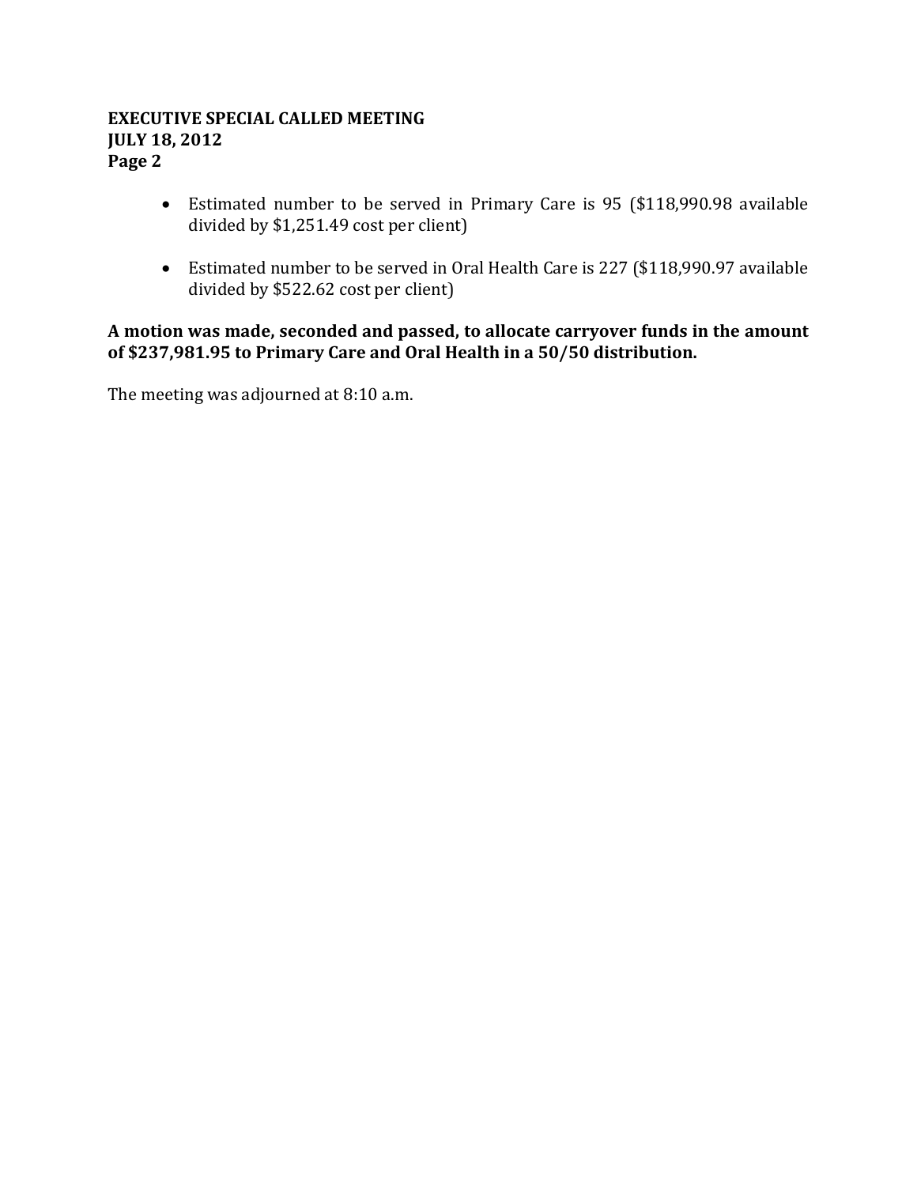- Estimated number to be served in Primary Care is 95 ($118,990.98 available divided by $1,251.49 cost per client)

- Estimated number to be served in Oral Health Care is 227 ($118,990.97 available divided by $522.62 cost per client)

**A motion was made, seconded and passed, to allocate carryover funds in the amount of $237,981.95 to Primary Care and Oral Health in a 50/50 distribution.**

The meeting was adjourned at 8:10 a.m.